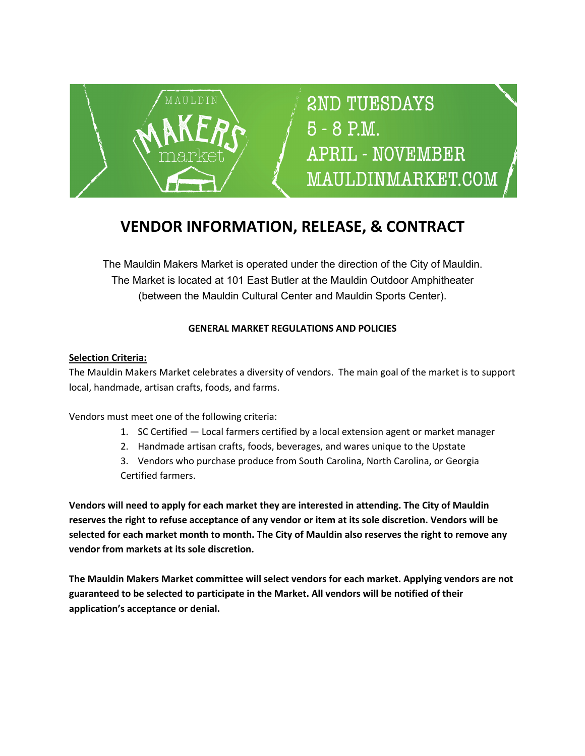MAULDIN MAKERS market

2ND TUESDAYS
5 - 8 P.M.
APRIL - NOVEMBER
MAULDINMARKET.COM

# VENDOR INFORMATION, RELEASE, & CONTRACT

The Mauldin Makers Market is operated under the direction of the City of Mauldin. The Market is located at 101 East Butler at the Mauldin Outdoor Amphitheater (between the Mauldin Cultural Center and Mauldin Sports Center).

## GENERAL MARKET REGULATIONS AND POLICIES

### Selection Criteria:

The Mauldin Makers Market celebrates a diversity of vendors. The main goal of the market is to support local, handmade, artisan crafts, foods, and farms.

Vendors must meet one of the following criteria:

1. SC Certified — Local farmers certified by a local extension agent or market manager
2. Handmade artisan crafts, foods, beverages, and wares unique to the Upstate
3. Vendors who purchase produce from South Carolina, North Carolina, or Georgia Certified farmers.

**Vendors will need to apply for each market they are interested in attending. The City of Mauldin reserves the right to refuse acceptance of any vendor or item at its sole discretion. Vendors will be selected for each market month to month. The City of Mauldin also reserves the right to remove any vendor from markets at its sole discretion.**

**The Mauldin Makers Market committee will select vendors for each market. Applying vendors are not guaranteed to be selected to participate in the Market. All vendors will be notified of their application's acceptance or denial.**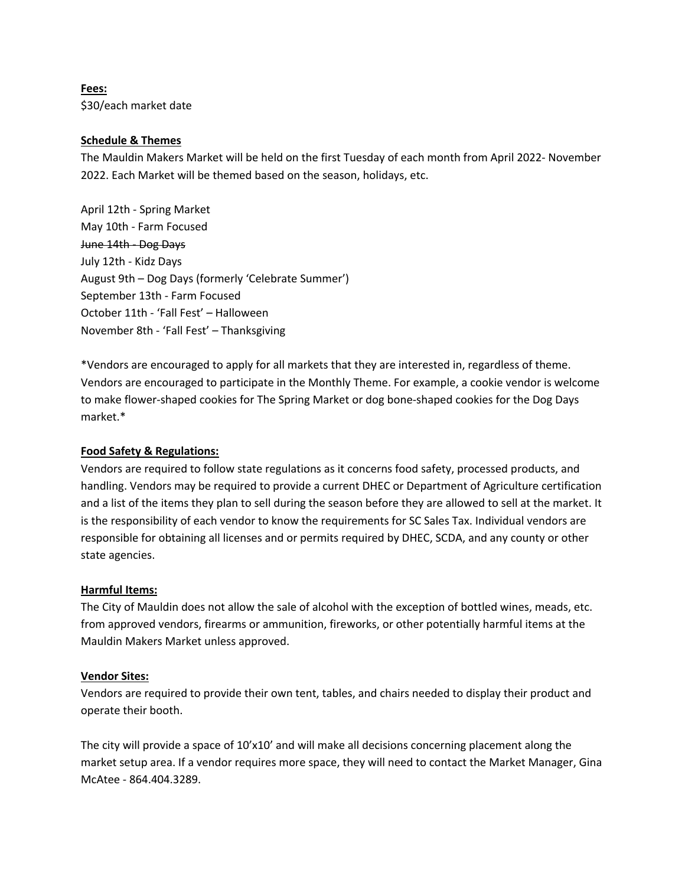**Fees:**
$30/each market date

**Schedule & Themes**
The Mauldin Makers Market will be held on the first Tuesday of each month from April 2022- November 2022. Each Market will be themed based on the season, holidays, etc.

April 12th - Spring Market
May 10th - Farm Focused
~~June 14th - Dog Days~~
July 12th - Kidz Days
August 9th – Dog Days (formerly 'Celebrate Summer')
September 13th - Farm Focused
October 11th - 'Fall Fest' – Halloween
November 8th - 'Fall Fest' – Thanksgiving

*Vendors are encouraged to apply for all markets that they are interested in, regardless of theme. Vendors are encouraged to participate in the Monthly Theme. For example, a cookie vendor is welcome to make flower-shaped cookies for The Spring Market or dog bone-shaped cookies for the Dog Days market.*

**Food Safety & Regulations:**
Vendors are required to follow state regulations as it concerns food safety, processed products, and handling. Vendors may be required to provide a current DHEC or Department of Agriculture certification and a list of the items they plan to sell during the season before they are allowed to sell at the market. It is the responsibility of each vendor to know the requirements for SC Sales Tax. Individual vendors are responsible for obtaining all licenses and or permits required by DHEC, SCDA, and any county or other state agencies.

**Harmful Items:**
The City of Mauldin does not allow the sale of alcohol with the exception of bottled wines, meads, etc. from approved vendors, firearms or ammunition, fireworks, or other potentially harmful items at the Mauldin Makers Market unless approved.

**Vendor Sites:**
Vendors are required to provide their own tent, tables, and chairs needed to display their product and operate their booth.

The city will provide a space of 10'x10' and will make all decisions concerning placement along the market setup area. If a vendor requires more space, they will need to contact the Market Manager, Gina McAtee - 864.404.3289.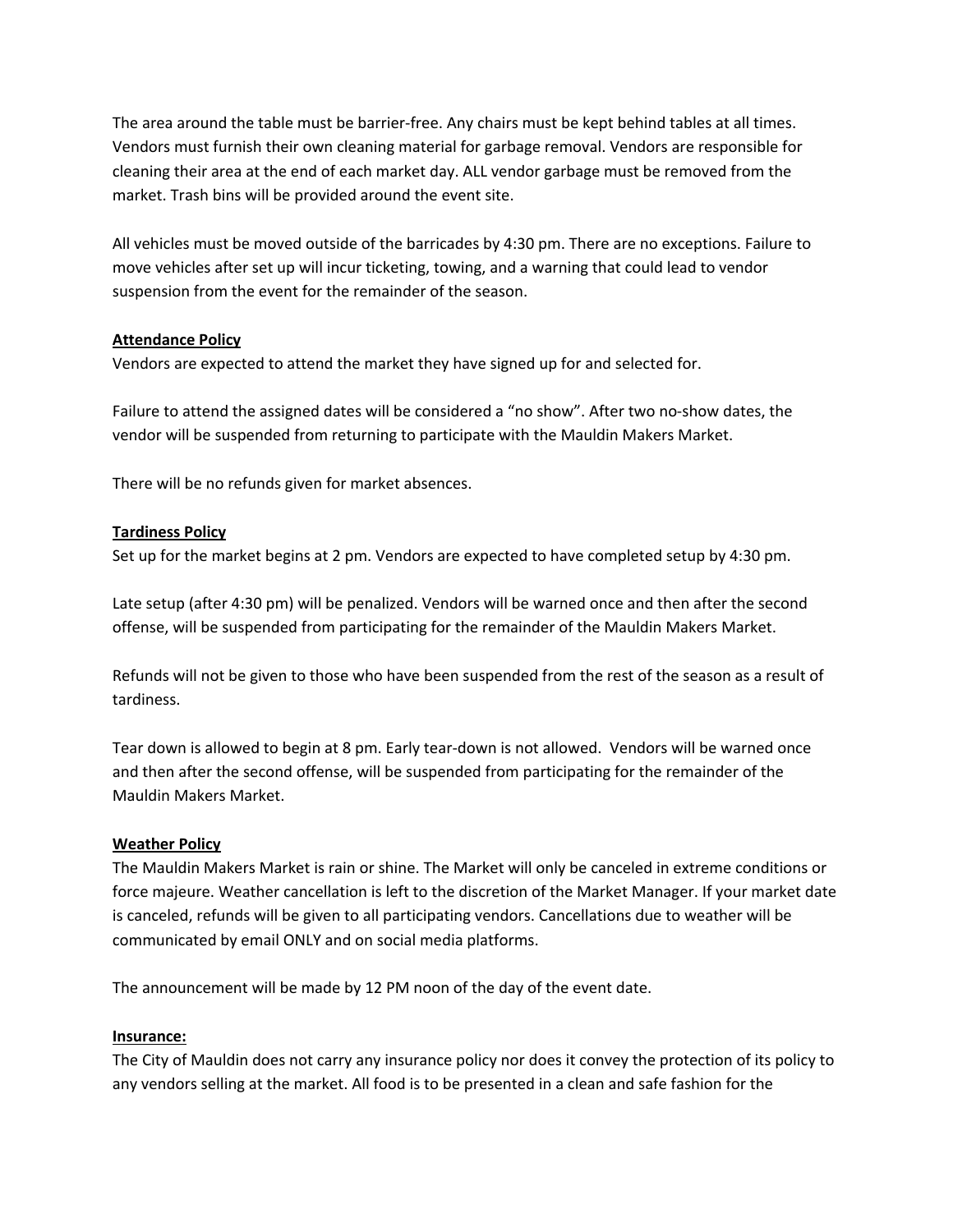The area around the table must be barrier-free. Any chairs must be kept behind tables at all times. Vendors must furnish their own cleaning material for garbage removal. Vendors are responsible for cleaning their area at the end of each market day. ALL vendor garbage must be removed from the market. Trash bins will be provided around the event site.

All vehicles must be moved outside of the barricades by 4:30 pm. There are no exceptions. Failure to move vehicles after set up will incur ticketing, towing, and a warning that could lead to vendor suspension from the event for the remainder of the season.

**Attendance Policy**

Vendors are expected to attend the market they have signed up for and selected for.

Failure to attend the assigned dates will be considered a "no show". After two no-show dates, the vendor will be suspended from returning to participate with the Mauldin Makers Market.

There will be no refunds given for market absences.

**Tardiness Policy**

Set up for the market begins at 2 pm. Vendors are expected to have completed setup by 4:30 pm.

Late setup (after 4:30 pm) will be penalized. Vendors will be warned once and then after the second offense, will be suspended from participating for the remainder of the Mauldin Makers Market.

Refunds will not be given to those who have been suspended from the rest of the season as a result of tardiness.

Tear down is allowed to begin at 8 pm. Early tear-down is not allowed. Vendors will be warned once and then after the second offense, will be suspended from participating for the remainder of the Mauldin Makers Market.

**Weather Policy**

The Mauldin Makers Market is rain or shine. The Market will only be canceled in extreme conditions or force majeure. Weather cancellation is left to the discretion of the Market Manager. If your market date is canceled, refunds will be given to all participating vendors. Cancellations due to weather will be communicated by email ONLY and on social media platforms.

The announcement will be made by 12 PM noon of the day of the event date.

**Insurance:**

The City of Mauldin does not carry any insurance policy nor does it convey the protection of its policy to any vendors selling at the market. All food is to be presented in a clean and safe fashion for the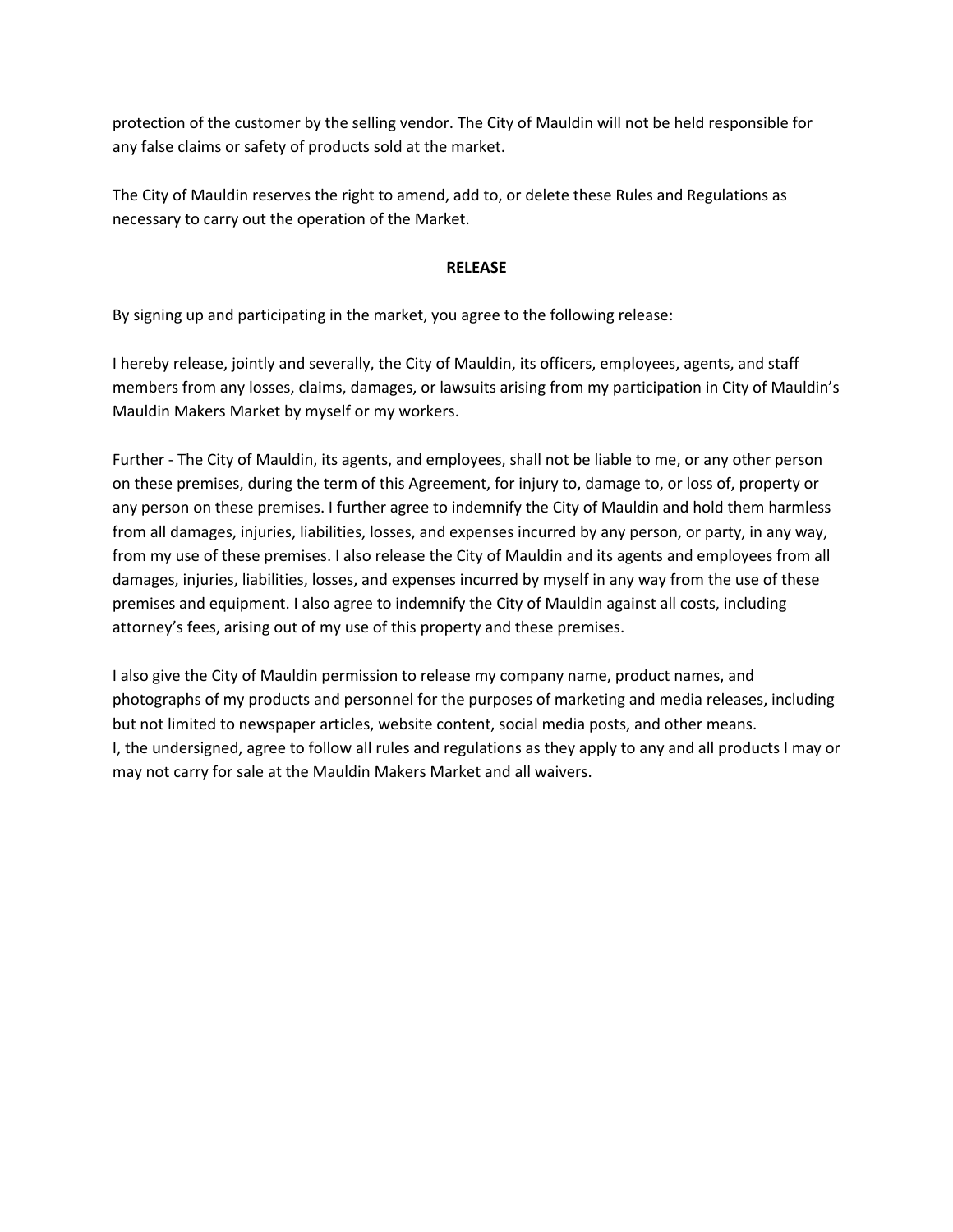protection of the customer by the selling vendor. The City of Mauldin will not be held responsible for any false claims or safety of products sold at the market.

The City of Mauldin reserves the right to amend, add to, or delete these Rules and Regulations as necessary to carry out the operation of the Market.

**RELEASE**

By signing up and participating in the market, you agree to the following release:

I hereby release, jointly and severally, the City of Mauldin, its officers, employees, agents, and staff members from any losses, claims, damages, or lawsuits arising from my participation in City of Mauldin's Mauldin Makers Market by myself or my workers.

Further - The City of Mauldin, its agents, and employees, shall not be liable to me, or any other person on these premises, during the term of this Agreement, for injury to, damage to, or loss of, property or any person on these premises. I further agree to indemnify the City of Mauldin and hold them harmless from all damages, injuries, liabilities, losses, and expenses incurred by any person, or party, in any way, from my use of these premises. I also release the City of Mauldin and its agents and employees from all damages, injuries, liabilities, losses, and expenses incurred by myself in any way from the use of these premises and equipment. I also agree to indemnify the City of Mauldin against all costs, including attorney's fees, arising out of my use of this property and these premises.

I also give the City of Mauldin permission to release my company name, product names, and photographs of my products and personnel for the purposes of marketing and media releases, including but not limited to newspaper articles, website content, social media posts, and other means.
I, the undersigned, agree to follow all rules and regulations as they apply to any and all products I may or may not carry for sale at the Mauldin Makers Market and all waivers.